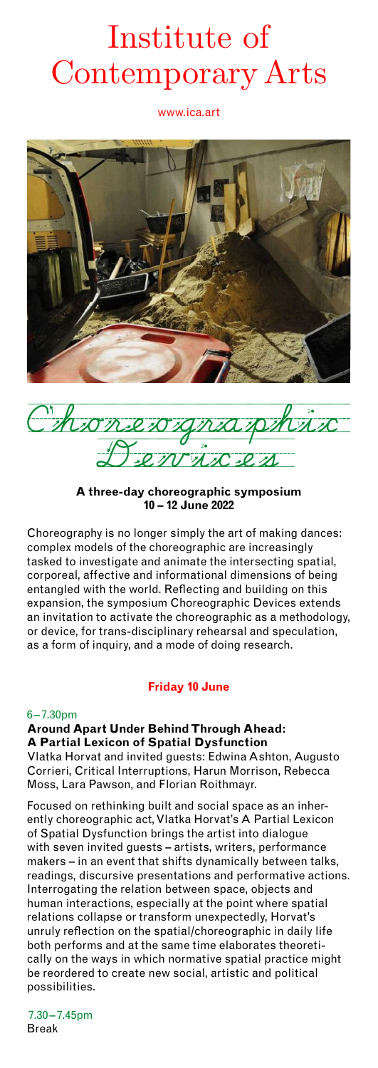# Institute of Contemporary Arts

www.ica.art

## Choreographic Devices

**A three-day choreographic symposium**
**10 – 12 June 2022**

Choreography is no longer simply the art of making dances: complex models of the choreographic are increasingly tasked to investigate and animate the intersecting spatial, corporeal, affective and informational dimensions of being entangled with the world. Reflecting and building on this expansion, the symposium Choreographic Devices extends an invitation to activate the choreographic as a methodology, or device, for trans-disciplinary rehearsal and speculation, as a form of inquiry, and a mode of doing research.

### Friday 10 June

6 – 7.30pm
**Around Apart Under Behind Through Ahead: A Partial Lexicon of Spatial Dysfunction**
Vlatka Horvat and invited guests: Edwina Ashton, Augusto Corrieri, Critical Interruptions, Harun Morrison, Rebecca Moss, Lara Pawson, and Florian Roithmayr.

Focused on rethinking built and social space as an inherently choreographic act, Vlatka Horvat's A Partial Lexicon of Spatial Dysfunction brings the artist into dialogue with seven invited guests – artists, writers, performance makers – in an event that shifts dynamically between talks, readings, discursive presentations and performative actions. Interrogating the relation between space, objects and human interactions, especially at the point where spatial relations collapse or transform unexpectedly, Horvat's unruly reflection on the spatial/choreographic in daily life both performs and at the same time elaborates theoretically on the ways in which normative spatial practice might be reordered to create new social, artistic and political possibilities.

7.30 – 7.45pm
Break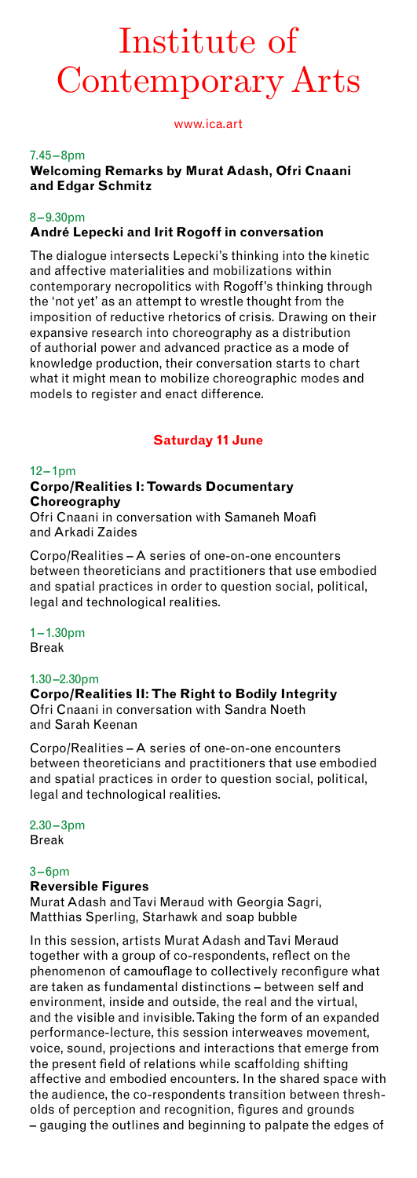# Institute of Contemporary Arts

www.ica.art

7.45–8pm
**Welcoming Remarks by Murat Adash, Ofri Cnaani and Edgar Schmitz**

8–9.30pm
**André Lepecki and Irit Rogoff in conversation**

The dialogue intersects Lepecki's thinking into the kinetic and affective materialities and mobilizations within contemporary necropolitics with Rogoff's thinking through the 'not yet' as an attempt to wrestle thought from the imposition of reductive rhetorics of crisis. Drawing on their expansive research into choreography as a distribution of authorial power and advanced practice as a mode of knowledge production, their conversation starts to chart what it might mean to mobilize choreographic modes and models to register and enact difference.

## Saturday 11 June

12–1pm
**Corpo/Realities I: Towards Documentary Choreography**
Ofri Cnaani in conversation with Samaneh Moafi and Arkadi Zaides

Corpo/Realities – A series of one-on-one encounters between theoreticians and practitioners that use embodied and spatial practices in order to question social, political, legal and technological realities.

1–1.30pm
Break

1.30–2.30pm
**Corpo/Realities II: The Right to Bodily Integrity**
Ofri Cnaani in conversation with Sandra Noeth and Sarah Keenan

Corpo/Realities – A series of one-on-one encounters between theoreticians and practitioners that use embodied and spatial practices in order to question social, political, legal and technological realities.

2.30–3pm
Break

3–6pm
**Reversible Figures**
Murat Adash and Tavi Meraud with Georgia Sagri, Matthias Sperling, Starhawk and soap bubble

In this session, artists Murat Adash and Tavi Meraud together with a group of co-respondents, reflect on the phenomenon of camouflage to collectively reconfigure what are taken as fundamental distinctions – between self and environment, inside and outside, the real and the virtual, and the visible and invisible. Taking the form of an expanded performance-lecture, this session interweaves movement, voice, sound, projections and interactions that emerge from the present field of relations while scaffolding shifting affective and embodied encounters. In the shared space with the audience, the co-respondents transition between thresholds of perception and recognition, figures and grounds – gauging the outlines and beginning to palpate the edges of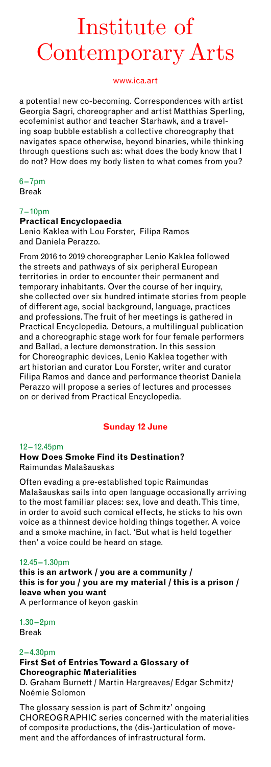a potential new co-becoming. Correspondences with artist Georgia Sagri, choreographer and artist Matthias Sperling, ecofeminist author and teacher Starhawk, and a traveling soap bubble establish a collective choreography that navigates space otherwise, beyond binaries, while thinking through questions such as: what does the body know that I do not? How does my body listen to what comes from you?

6–7pm
Break

7–10pm
**Practical Encyclopaedia**
Lenio Kaklea with Lou Forster, Filipa Ramos and Daniela Perazzo.

From 2016 to 2019 choreographer Lenio Kaklea followed the streets and pathways of six peripheral European territories in order to encounter their permanent and temporary inhabitants. Over the course of her inquiry, she collected over six hundred intimate stories from people of different age, social background, language, practices and professions. The fruit of her meetings is gathered in Practical Encyclopedia. Detours, a multilingual publication and a choreographic stage work for four female performers and Ballad, a lecture demonstration. In this session for Choreographic devices, Lenio Kaklea together with art historian and curator Lou Forster, writer and curator Filipa Ramos and dance and performance theorist Daniela Perazzo will propose a series of lectures and processes on or derived from Practical Encyclopedia.

## Sunday 12 June

12–12.45pm
**How Does Smoke Find its Destination?**
Raimundas Malašauskas

Often evading a pre-established topic Raimundas Malašauskas sails into open language occasionally arriving to the most familiar places: sex, love and death. This time, in order to avoid such comical effects, he sticks to his own voice as a thinnest device holding things together. A voice and a smoke machine, in fact. 'But what is held together then' a voice could be heard on stage.

12.45–1.30pm
**this is an artwork / you are a community / this is for you / you are my material / this is a prison / leave when you want**
A performance of keyon gaskin

1.30–2pm
Break

2–4.30pm
**First Set of Entries Toward a Glossary of Choreographic Materialities**
D. Graham Burnett / Martin Hargreaves/ Edgar Schmitz/ Noémie Solomon

The glossary session is part of Schmitz' ongoing CHOREOGRAPHIC series concerned with the materialities of composite productions, the (dis-)articulation of movement and the affordances of infrastructural form.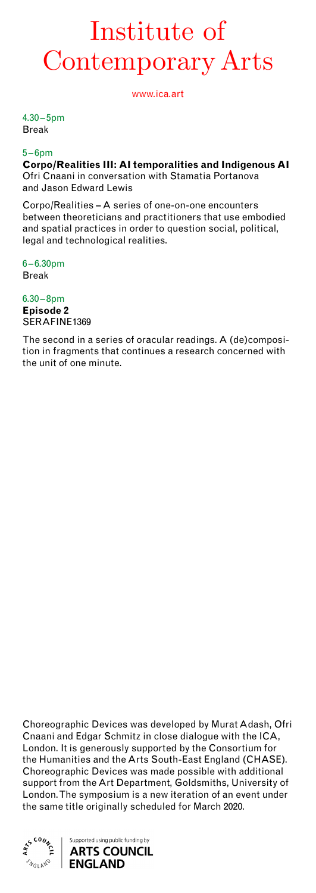# Institute of Contemporary Arts

www.ica.art

4.30–5pm
Break

5–6pm
**Corpo/Realities III: AI temporalities and Indigenous AI**
Ofri Cnaani in conversation with Stamatia Portanova and Jason Edward Lewis

Corpo/Realities – A series of one-on-one encounters between theoreticians and practitioners that use embodied and spatial practices in order to question social, political, legal and technological realities.

6–6.30pm
Break

6.30–8pm
**Episode 2**
SERAFINE1369

The second in a series of oracular readings. A (de)composition in fragments that continues a research concerned with the unit of one minute.

Choreographic Devices was developed by Murat Adash, Ofri Cnaani and Edgar Schmitz in close dialogue with the ICA, London. It is generously supported by the Consortium for the Humanities and the Arts South-East England (CHASE). Choreographic Devices was made possible with additional support from the Art Department, Goldsmiths, University of London. The symposium is a new iteration of an event under the same title originally scheduled for March 2020.

Supported using public funding by
**ARTS COUNCIL ENGLAND**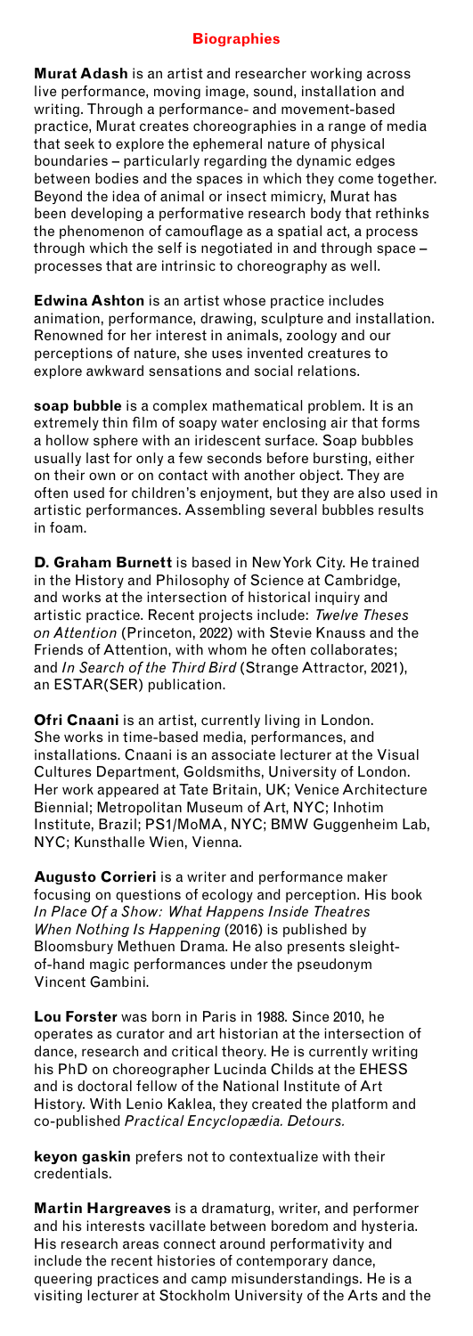## Biographies

**Murat Adash** is an artist and researcher working across live performance, moving image, sound, installation and writing. Through a performance- and movement-based practice, Murat creates choreographies in a range of media that seek to explore the ephemeral nature of physical boundaries – particularly regarding the dynamic edges between bodies and the spaces in which they come together. Beyond the idea of animal or insect mimicry, Murat has been developing a performative research body that rethinks the phenomenon of camouflage as a spatial act, a process through which the self is negotiated in and through space – processes that are intrinsic to choreography as well.

**Edwina Ashton** is an artist whose practice includes animation, performance, drawing, sculpture and installation. Renowned for her interest in animals, zoology and our perceptions of nature, she uses invented creatures to explore awkward sensations and social relations.

**soap bubble** is a complex mathematical problem. It is an extremely thin film of soapy water enclosing air that forms a hollow sphere with an iridescent surface. Soap bubbles usually last for only a few seconds before bursting, either on their own or on contact with another object. They are often used for children's enjoyment, but they are also used in artistic performances. Assembling several bubbles results in foam.

**D. Graham Burnett** is based in New York City. He trained in the History and Philosophy of Science at Cambridge, and works at the intersection of historical inquiry and artistic practice. Recent projects include: *Twelve Theses on Attention* (Princeton, 2022) with Stevie Knauss and the Friends of Attention, with whom he often collaborates; and *In Search of the Third Bird* (Strange Attractor, 2021), an ESTAR(SER) publication.

**Ofri Cnaani** is an artist, currently living in London. She works in time-based media, performances, and installations. Cnaani is an associate lecturer at the Visual Cultures Department, Goldsmiths, University of London. Her work appeared at Tate Britain, UK; Venice Architecture Biennial; Metropolitan Museum of Art, NYC; Inhotim Institute, Brazil; PS1/MoMA, NYC; BMW Guggenheim Lab, NYC; Kunsthalle Wien, Vienna.

**Augusto Corrieri** is a writer and performance maker focusing on questions of ecology and perception. His book *In Place Of a Show: What Happens Inside Theatres When Nothing Is Happening* (2016) is published by Bloomsbury Methuen Drama. He also presents sleight-of-hand magic performances under the pseudonym Vincent Gambini.

**Lou Forster** was born in Paris in 1988. Since 2010, he operates as curator and art historian at the intersection of dance, research and critical theory. He is currently writing his PhD on choreographer Lucinda Childs at the EHESS and is doctoral fellow of the National Institute of Art History. With Lenio Kaklea, they created the platform and co-published *Practical Encyclopædia. Detours.*

**keyon gaskin** prefers not to contextualize with their credentials.

**Martin Hargreaves** is a dramaturg, writer, and performer and his interests vacillate between boredom and hysteria. His research areas connect around performativity and include the recent histories of contemporary dance, queering practices and camp misunderstandings. He is a visiting lecturer at Stockholm University of the Arts and the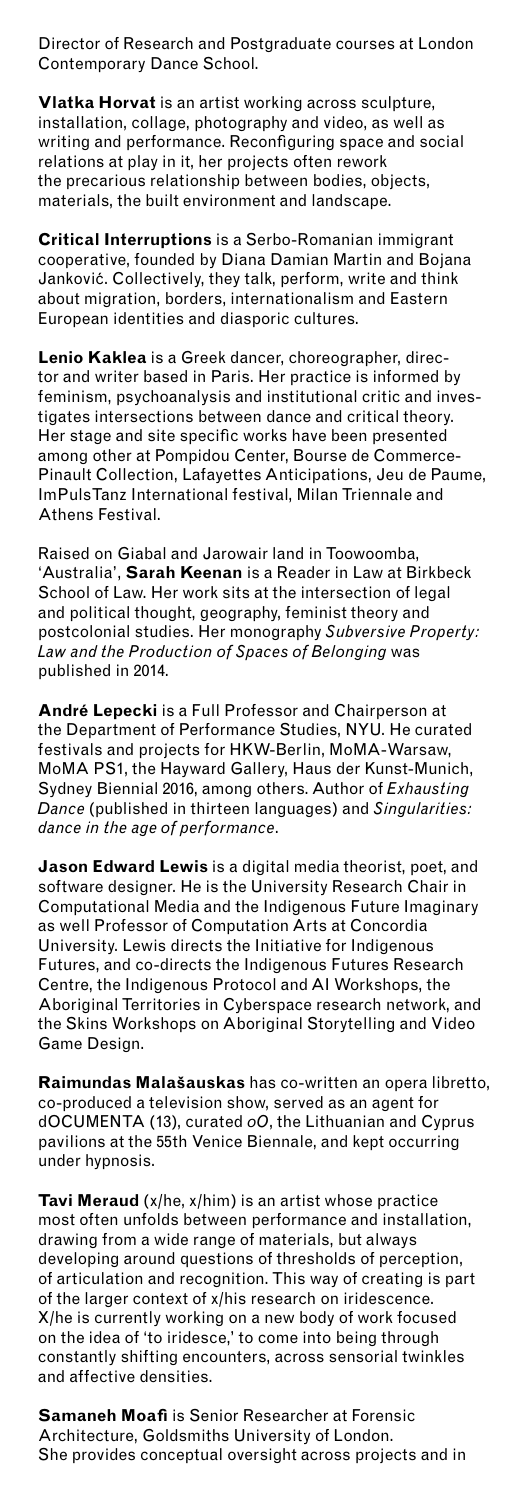Director of Research and Postgraduate courses at London Contemporary Dance School.

**Vlatka Horvat** is an artist working across sculpture, installation, collage, photography and video, as well as writing and performance. Reconfiguring space and social relations at play in it, her projects often rework the precarious relationship between bodies, objects, materials, the built environment and landscape.

**Critical Interruptions** is a Serbo-Romanian immigrant cooperative, founded by Diana Damian Martin and Bojana Janković. Collectively, they talk, perform, write and think about migration, borders, internationalism and Eastern European identities and diasporic cultures.

**Lenio Kaklea** is a Greek dancer, choreographer, director and writer based in Paris. Her practice is informed by feminism, psychoanalysis and institutional critic and investigates intersections between dance and critical theory. Her stage and site specific works have been presented among other at Pompidou Center, Bourse de Commerce-Pinault Collection, Lafayettes Anticipations, Jeu de Paume, ImPulsTanz International festival, Milan Triennale and Athens Festival.

Raised on Giabal and Jarowair land in Toowoomba, 'Australia', **Sarah Keenan** is a Reader in Law at Birkbeck School of Law. Her work sits at the intersection of legal and political thought, geography, feminist theory and postcolonial studies. Her monography *Subversive Property: Law and the Production of Spaces of Belonging* was published in 2014.

**André Lepecki** is a Full Professor and Chairperson at the Department of Performance Studies, NYU. He curated festivals and projects for HKW-Berlin, MoMA-Warsaw, MoMA PS1, the Hayward Gallery, Haus der Kunst-Munich, Sydney Biennial 2016, among others. Author of *Exhausting Dance* (published in thirteen languages) and *Singularities: dance in the age of performance*.

**Jason Edward Lewis** is a digital media theorist, poet, and software designer. He is the University Research Chair in Computational Media and the Indigenous Future Imaginary as well Professor of Computation Arts at Concordia University. Lewis directs the Initiative for Indigenous Futures, and co-directs the Indigenous Futures Research Centre, the Indigenous Protocol and AI Workshops, the Aboriginal Territories in Cyberspace research network, and the Skins Workshops on Aboriginal Storytelling and Video Game Design.

**Raimundas Malašauskas** has co-written an opera libretto, co-produced a television show, served as an agent for dOCUMENTA (13), curated *oO*, the Lithuanian and Cyprus pavilions at the 55th Venice Biennale, and kept occurring under hypnosis.

**Tavi Meraud** (x/he, x/him) is an artist whose practice most often unfolds between performance and installation, drawing from a wide range of materials, but always developing around questions of thresholds of perception, of articulation and recognition. This way of creating is part of the larger context of x/his research on iridescence. X/he is currently working on a new body of work focused on the idea of 'to iridesce,' to come into being through constantly shifting encounters, across sensorial twinkles and affective densities.

**Samaneh Moafi** is Senior Researcher at Forensic Architecture, Goldsmiths University of London. She provides conceptual oversight across projects and in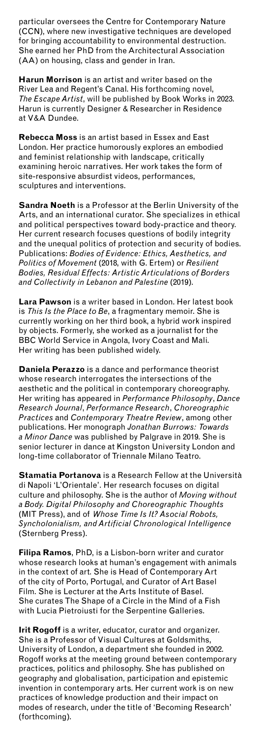particular oversees the Centre for Contemporary Nature (CCN), where new investigative techniques are developed for bringing accountability to environmental destruction. She earned her PhD from the Architectural Association (AA) on housing, class and gender in Iran.

**Harun Morrison** is an artist and writer based on the River Lea and Regent's Canal. His forthcoming novel, *The Escape Artist*, will be published by Book Works in 2023. Harun is currently Designer & Researcher in Residence at V&A Dundee.

**Rebecca Moss** is an artist based in Essex and East London. Her practice humorously explores an embodied and feminist relationship with landscape, critically examining heroic narratives. Her work takes the form of site-responsive absurdist videos, performances, sculptures and interventions.

**Sandra Noeth** is a Professor at the Berlin University of the Arts, and an international curator. She specializes in ethical and political perspectives toward body-practice and theory. Her current research focuses questions of bodily integrity and the unequal politics of protection and security of bodies. Publications: *Bodies of Evidence: Ethics, Aesthetics, and Politics of Movement* (2018, with G. Ertem) or *Resilient Bodies, Residual Effects: Artistic Articulations of Borders and Collectivity in Lebanon and Palestine* (2019).

**Lara Pawson** is a writer based in London. Her latest book is *This Is the Place to Be*, a fragmentary memoir. She is currently working on her third book, a hybrid work inspired by objects. Formerly, she worked as a journalist for the BBC World Service in Angola, Ivory Coast and Mali. Her writing has been published widely.

**Daniela Perazzo** is a dance and performance theorist whose research interrogates the intersections of the aesthetic and the political in contemporary choreography. Her writing has appeared in *Performance Philosophy*, *Dance Research Journal*, *Performance Research*, *Choreographic Practices* and *Contemporary Theatre Review*, among other publications. Her monograph *Jonathan Burrows: Towards a Minor Dance* was published by Palgrave in 2019. She is senior lecturer in dance at Kingston University London and long-time collaborator of Triennale Milano Teatro.

**Stamatia Portanova** is a Research Fellow at the Università di Napoli 'L'Orientale'. Her research focuses on digital culture and philosophy. She is the author of *Moving without a Body. Digital Philosophy and Choreographic Thoughts* (MIT Press), and of *Whose Time Is It? Asocial Robots, Syncholonialism, and Artificial Chronological Intelligence* (Sternberg Press).

**Filipa Ramos**, PhD, is a Lisbon-born writer and curator whose research looks at human's engagement with animals in the context of art. She is Head of Contemporary Art of the city of Porto, Portugal, and Curator of Art Basel Film. She is Lecturer at the Arts Institute of Basel. She curates The Shape of a Circle in the Mind of a Fish with Lucia Pietroiusti for the Serpentine Galleries.

**Irit Rogoff** is a writer, educator, curator and organizer. She is a Professor of Visual Cultures at Goldsmiths, University of London, a department she founded in 2002. Rogoff works at the meeting ground between contemporary practices, politics and philosophy. She has published on geography and globalisation, participation and epistemic invention in contemporary arts. Her current work is on new practices of knowledge production and their impact on modes of research, under the title of 'Becoming Research' (forthcoming).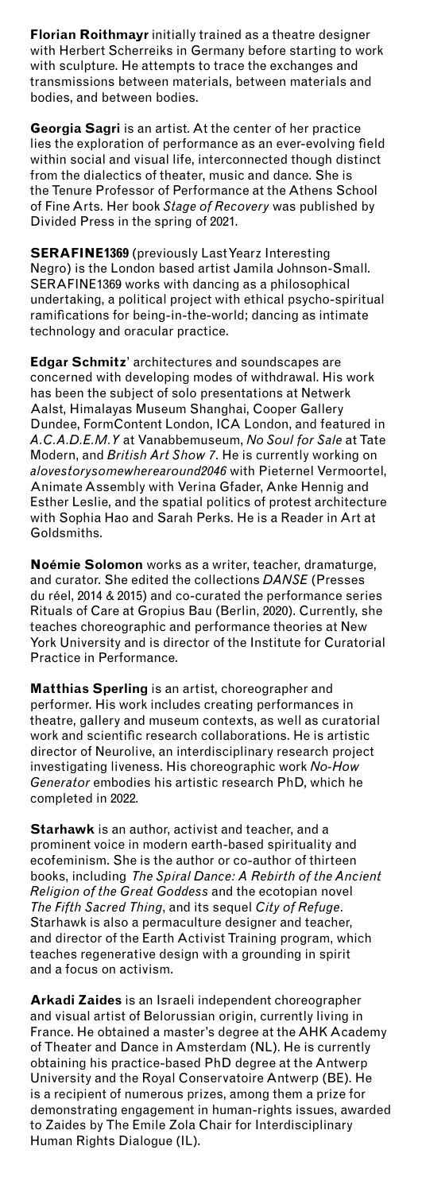**Florian Roithmayr** initially trained as a theatre designer with Herbert Scherreiks in Germany before starting to work with sculpture. He attempts to trace the exchanges and transmissions between materials, between materials and bodies, and between bodies.

**Georgia Sagri** is an artist. At the center of her practice lies the exploration of performance as an ever-evolving field within social and visual life, interconnected though distinct from the dialectics of theater, music and dance. She is the Tenure Professor of Performance at the Athens School of Fine Arts. Her book *Stage of Recovery* was published by Divided Press in the spring of 2021.

**SERAFINE1369** (previously LastYearz Interesting Negro) is the London based artist Jamila Johnson-Small. SERAFINE1369 works with dancing as a philosophical undertaking, a political project with ethical psycho-spiritual ramifications for being-in-the-world; dancing as intimate technology and oracular practice.

**Edgar Schmitz**' architectures and soundscapes are concerned with developing modes of withdrawal. His work has been the subject of solo presentations at Netwerk Aalst, Himalayas Museum Shanghai, Cooper Gallery Dundee, FormContent London, ICA London, and featured in *A.C.A.D.E.M.Y* at Vanabbemuseum, *No Soul for Sale* at Tate Modern, and *British Art Show 7*. He is currently working on *alovestorysomewherearound2046* with Pieternel Vermoortel, Animate Assembly with Verina Gfader, Anke Hennig and Esther Leslie, and the spatial politics of protest architecture with Sophia Hao and Sarah Perks. He is a Reader in Art at Goldsmiths.

**Noémie Solomon** works as a writer, teacher, dramaturge, and curator. She edited the collections *DANSE* (Presses du réel, 2014 & 2015) and co-curated the performance series Rituals of Care at Gropius Bau (Berlin, 2020). Currently, she teaches choreographic and performance theories at New York University and is director of the Institute for Curatorial Practice in Performance.

**Matthias Sperling** is an artist, choreographer and performer. His work includes creating performances in theatre, gallery and museum contexts, as well as curatorial work and scientific research collaborations. He is artistic director of Neurolive, an interdisciplinary research project investigating liveness. His choreographic work *No-How Generator* embodies his artistic research PhD, which he completed in 2022.

**Starhawk** is an author, activist and teacher, and a prominent voice in modern earth-based spirituality and ecofeminism. She is the author or co-author of thirteen books, including *The Spiral Dance: A Rebirth of the Ancient Religion of the Great Goddess* and the ecotopian novel *The Fifth Sacred Thing*, and its sequel *City of Refuge*. Starhawk is also a permaculture designer and teacher, and director of the Earth Activist Training program, which teaches regenerative design with a grounding in spirit and a focus on activism.

**Arkadi Zaides** is an Israeli independent choreographer and visual artist of Belorussian origin, currently living in France. He obtained a master's degree at the AHK Academy of Theater and Dance in Amsterdam (NL). He is currently obtaining his practice-based PhD degree at the Antwerp University and the Royal Conservatoire Antwerp (BE). He is a recipient of numerous prizes, among them a prize for demonstrating engagement in human-rights issues, awarded to Zaides by The Emile Zola Chair for Interdisciplinary Human Rights Dialogue (IL).